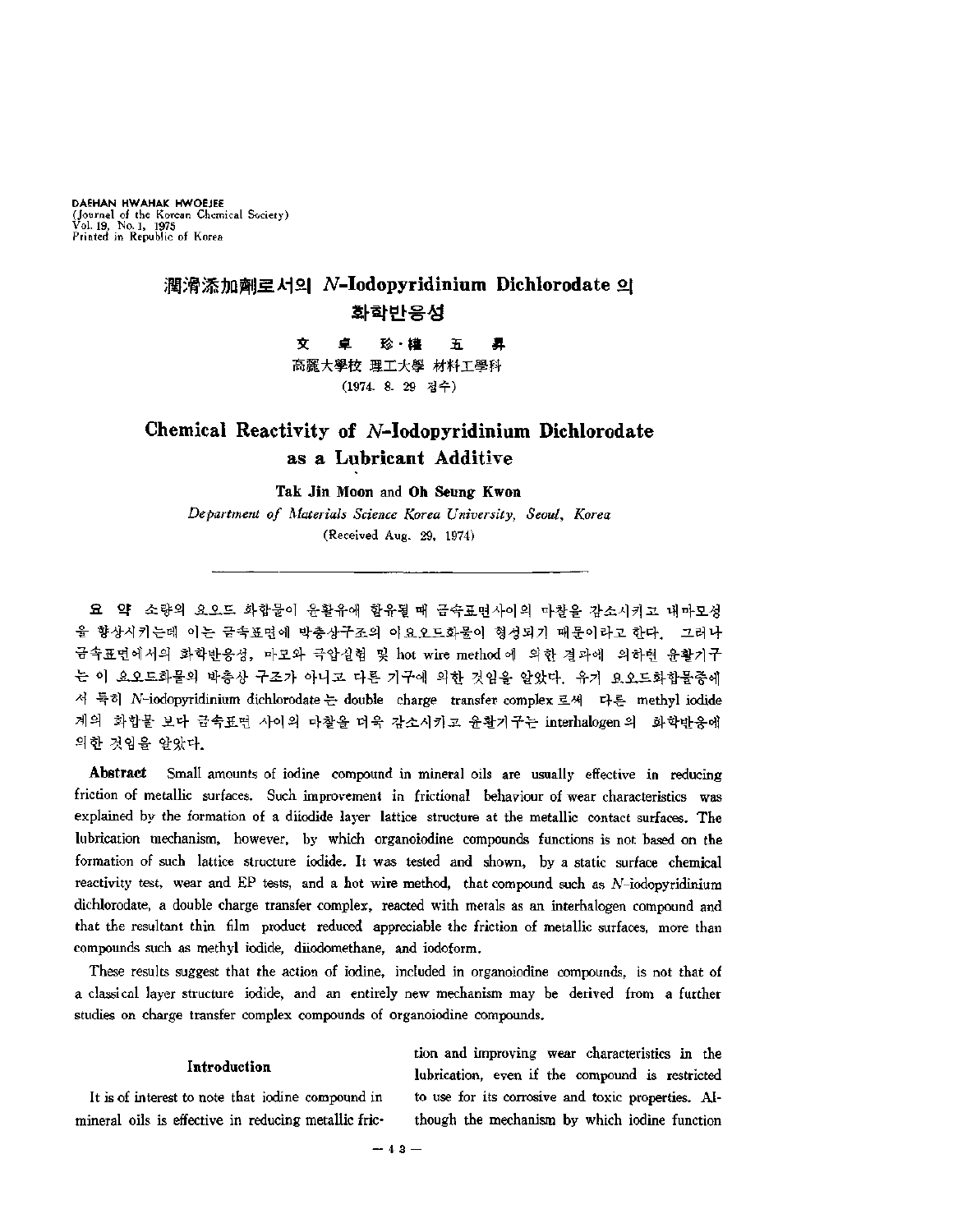DAEHAN HWAHAK HWOEJEE
(Journal of the Korean Chemical Society)
Vol. 19, No. 1, 1975
Printed in Republic of Korea

# 潤滑添加劑로서의 *N*-Iodopyridinium Dichlorodate 의 화학반응성

**文 卓 珍 · 權 五 昇**

高麗大學校 理工大學 材料工學科

(1974. 8. 29 접수)

# Chemical Reactivity of *N*-Iodopyridinium Dichlorodate as a Lubricant Additive

**Tak Jin Moon** and **Oh Seung Kwon**

*Department of Materials Science Korea University, Seoul, Korea*

(Received Aug. 29, 1974)

---

**요 약** 소량의 요오드 화합물이 윤활유에 함유될 때 금속표면사이의 마찰을 감소시키고 내마모성을 향상시키는데 이는 금속표면에 박층상구조의 이요오드화물이 형성되기 때문이라고 한다. 그러나 금속표면에서의 화학반응성, 마모와 극압실험 및 hot wire method에 의한 결과에 의하면 윤활기구는 이 요오드화물의 박층상 구조가 아니고 다른 기구에 의한 것임을 알았다. 유기 요오드화합물중에서 특히 *N*-iodopyridinium dichlorodate는 double charge transfer complex로써 다른 methyl iodide 계의 화합물 보다 금속표면 사이의 마찰을 더욱 감소시키고 윤활기구는 interhalogen의 화학반응에 의한 것임을 알았다.

**Abstract** Small amounts of iodine compound in mineral oils are usually effective in reducing friction of metallic surfaces. Such improvement in frictional behaviour of wear characteristics was explained by the formation of a diiodide layer lattice structure at the metallic contact surfaces. The lubrication mechanism, however, by which organoiodine compounds functions is not based on the formation of such lattice structure iodide. It was tested and shown, by a static surface chemical reactivity test, wear and EP tests, and a hot wire method, that compound such as *N*-iodopyridinium dichlorodate, a double charge transfer complex, reacted with metals as an interhalogen compound and that the resultant thin film product reduced appreciable the friction of metallic surfaces, more than compounds such as methyl iodide, diiodomethane, and iodoform.

These results suggest that the action of iodine, included in organoiodine compounds, is not that of a classical layer structure iodide, and an entirely new mechanism may be derived from a further studies on charge transfer complex compounds of organoiodine compounds.

## Introduction

It is of interest to note that iodine compound in mineral oils is effective in reducing metallic friction and improving wear characteristics in the lubrication, even if the compound is restricted to use for its corrosive and toxic properties. Although the mechanism by which iodine function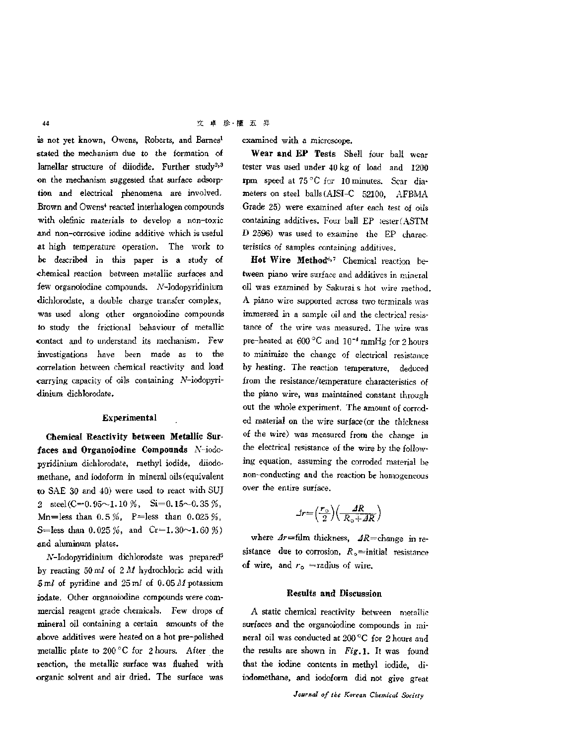is not yet known, Owens, Roberts, and Barnes[1] stated the mechanism due to the formation of lamellar structure of diiodide. Further study[2,3] on the mechanism suggested that surface adsorption and electrical phenomena are involved. Brown and Owens[4] reacted interhalogen compounds with olefinic materials to develop a non-toxic and non-corrosive iodine additive which is useful at high temperature operation. The work to be described in this paper is a study of chemical reaction between metallic surfaces and few organoiodine compounds. *N*-Iodopyridinium dichlorodate, a double charge transfer complex, was used along other organoiodine compounds to study the frictional behaviour of metallic contact and to understand its mechanism. Few investigations have been made as to the correlation between chemical reactivity and load carrying capacity of oils containing *N*-iodopyridinium dichlorodate.

## Experimental

**Chemical Reactivity between Metallic Surfaces and Organoiodine Compounds** *N*-iodopyridinium dichlorodate, methyl iodide, diiodomethane, and iodoform in mineral oils (equivalent to SAE 30 and 40) were used to react with SUJ 2 steel (C=0.95～1.10 %, Si=0.15～0.35 %, Mn=less than 0.5 %, P=less than 0.025 %, S=less than 0.025 %, and Cr=1.30～1.60 %) and aluminum plates.

*N*-Iodopyridinium dichlorodate was prepared[5] by reacting 50 ml of 2 *M* hydrochloric acid with 5 ml of pyridine and 25 ml of 0.05 *M* potassium iodate. Other organoiodine compounds were commercial reagent grade chemicals. Few drops of mineral oil containing a certain amounts of the above additives were heated on a hot pre-polished metallic plate to 200 °C for 2 hours. After the reaction, the metallic surface was flushed with organic solvent and air dried. The surface was examined with a microscope.

**Wear and EP Tests** Shell four ball wear tester was used under 40 kg of load and 1200 rpm speed at 75 °C for 10 minutes. Scar diameters on steel balls (AISI-C 52100, AFBMA Grade 25) were examined after each test of oils containing additives. Four ball EP tester (ASTM D 2596) was used to examine the EP characteristics of samples containing additives.

**Hot Wire Method**[6,7] Chemical reaction between piano wire surface and additives in mineral oil was examined by Sakurai s hot wire method. A piano wire supported across two terminals was immersed in a sample oil and the electrical resistance of the wire was measured. The wire was pre-heated at 600 °C and $10^{-4}$ mmHg for 2 hours to minimize the change of electrical resistance by heating. The reaction temperature, deduced from the resistance/temperature characteristics of the piano wire, was maintained constant through out the whole experiment. The amount of corroded material on the wire surface (or the thickness of the wire) was measured from the change in the electrical resistance of the wire by the following equation, assuming the corroded material be non-conducting and the reaction be homogeneous over the entire surface.

$$\Delta r = \left(\frac{r_o}{2}\right)\left(\frac{\Delta R}{R_o + \Delta R}\right)$$

where $\Delta r$=film thickness, $\Delta R$=change in resistance due to corrosion, $R_o$=initial resistance of wire, and $r_o$ =radius of wire.

## Results and Discussion

A static chemical reactivity between metallic surfaces and the organoiodine compounds in mineral oil was conducted at 200 °C for 2 hours and the results are shown in *Fig*. 1. It was found that the iodine contents in methyl iodide, diiodomethane, and iodoform did not give great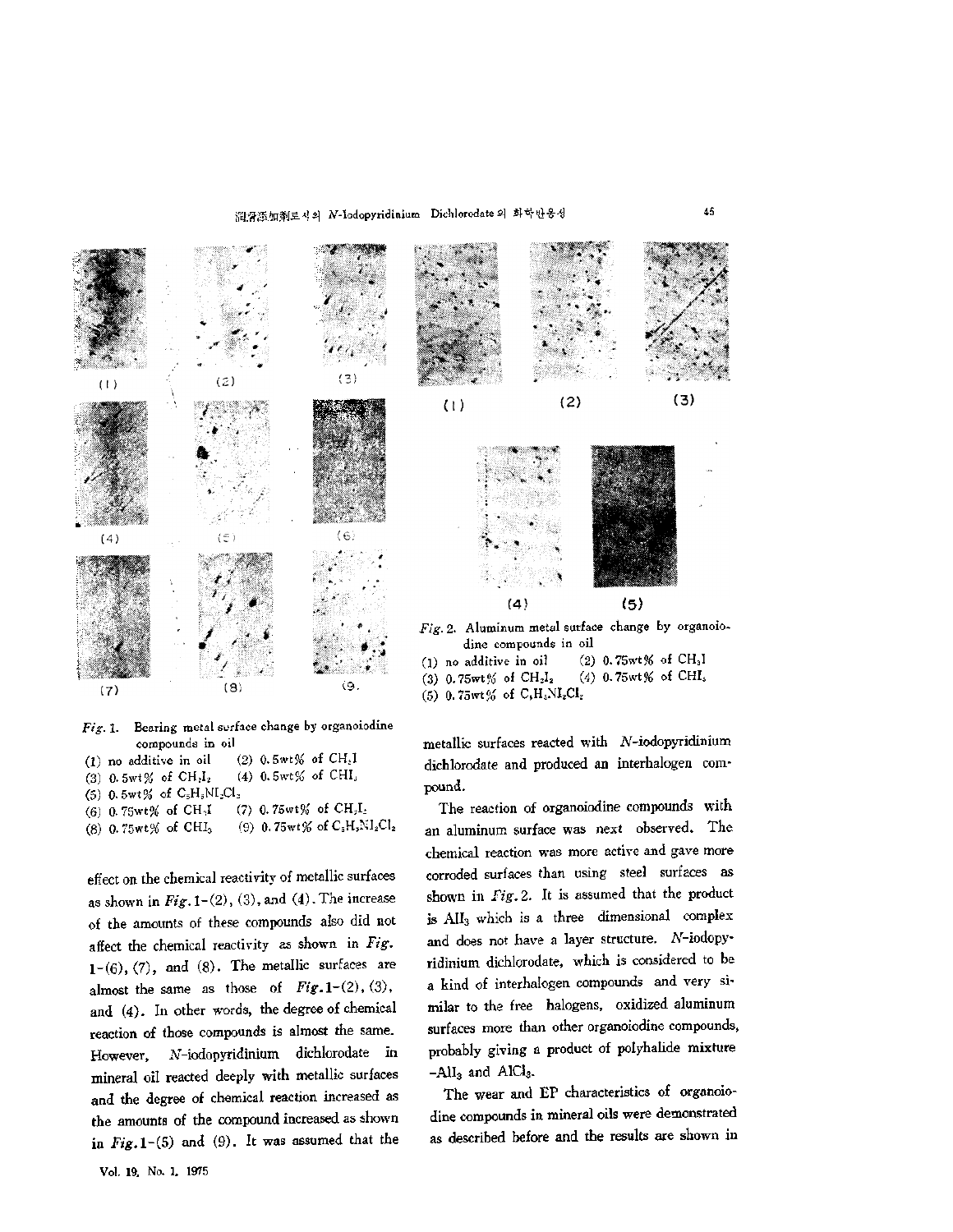*Fig.* 1. Bearing metal surface change by organoiodine compounds in oil

(1) no additive in oil (2) 0.5wt% of $CH_3I$
(3) 0.5wt% of $CH_2I_2$ (4) 0.5wt% of $CHI_3$
(5) 0.5wt% of $C_5H_5NI_2Cl_2$
(6) 0.75wt% of $CH_3I$ (7) 0.75wt% of $CH_2I_2$
(8) 0.75wt% of $CHI_3$ (9) 0.75wt% of $C_5H_5NI_2Cl_2$

*Fig.* 2. Aluminum metal surface change by organoiodine compounds in oil

(1) no additive in oil (2) 0.75wt% of $CH_3I$
(3) 0.75wt% of $CH_2I_2$ (4) 0.75wt% of $CHI_3$
(5) 0.75wt% of $C_5H_5NI_2Cl_2$

effect on the chemical reactivity of metallic surfaces as shown in *Fig.* 1-(2), (3), and (4). The increase of the amounts of these compounds also did not affect the chemical reactivity as shown in *Fig.* 1-(6), (7), and (8). The metallic surfaces are almost the same as those of *Fig.* 1-(2), (3), and (4). In other words, the degree of chemical reaction of those compounds is almost the same. However, *N*-iodopyridinium dichlorodate in mineral oil reacted deeply with metallic surfaces and the degree of chemical reaction increased as the amounts of the compound increased as shown in *Fig.* 1-(5) and (9). It was assumed that the metallic surfaces reacted with *N*-iodopyridinium dichlorodate and produced an interhalogen compound.

The reaction of organoiodine compounds with an aluminum surface was next observed. The chemical reaction was more active and gave more corroded surfaces than using steel surfaces as shown in *Fig.* 2. It is assumed that the product is $AlI_3$ which is a three dimensional complex and does not have a layer structure. *N*-iodopyridinium dichlorodate, which is considered to be a kind of interhalogen compounds and very similar to the free halogens, oxidized aluminum surfaces more than other organoiodine compounds, probably giving a product of polyhalide mixture $-AlI_3$ and $AlCl_3$.

The wear and EP characteristics of organoiodine compounds in mineral oils were demonstrated as described before and the results are shown in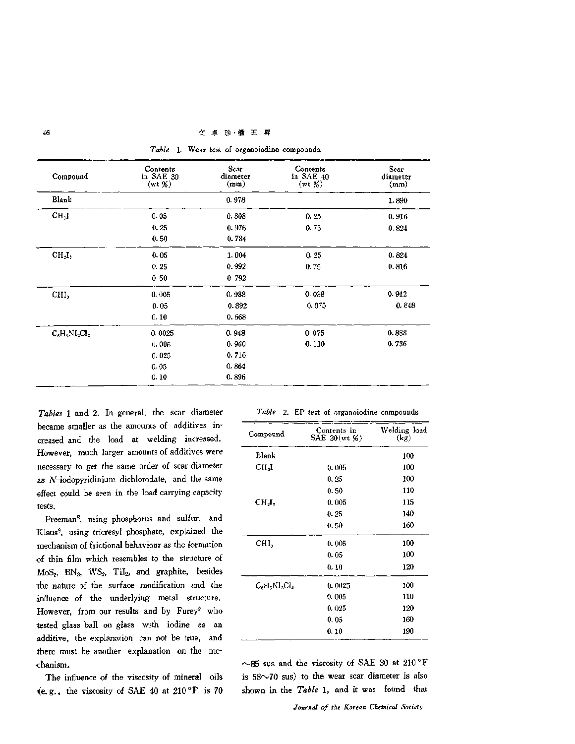*Table* 1. Wear test of organoiodine compounds.

| Compound | Contents in SAE 30 (wt %) | Scar diameter (mm) | Contents in SAE 40 (wt %) | Scar diameter (mm) |
|---|---|---|---|---|
| Blank | | 0.978 | | 1.890 |
| $CH_3I$ | 0.05 | 0.808 | 0.25 | 0.916 |
| | 0.25 | 0.976 | 0.75 | 0.824 |
| | 0.50 | 0.784 | | |
| $CH_2I_2$ | 0.05 | 1.004 | 0.25 | 0.824 |
| | 0.25 | 0.992 | 0.75 | 0.816 |
| | 0.50 | 0.792 | | |
| $CHI_3$ | 0.005 | 0.988 | 0.038 | 0.912 |
| | 0.05 | 0.892 | 0.075 | 0.848 |
| | 0.10 | 0.668 | | |
| $C_5H_5NI_2Cl_2$ | 0.0025 | 0.948 | 0.075 | 0.888 |
| | 0.005 | 0.960 | 0.110 | 0.736 |
| | 0.025 | 0.716 | | |
| | 0.05 | 0.864 | | |
| | 0.10 | 0.896 | | |

*Tables* 1 and 2. In general, the scar diameter became smaller as the amounts of additives increased and the load at welding increased. However, much larger amounts of additives were necessary to get the same order of scar diameter as *N*-iodopyridinium dichlorodate, and the same effect could be seen in the load carrying capacity tests.

Freeman[8], using phosphorus and sulfur, and Klaus[9], using tricresyl phosphate, explained the mechanism of frictional behaviour as the formation of thin film which resembles to the structure of $MoS_2$, $BN_3$, $WS_2$, $TiI_2$, and graphite, besides the nature of the surface modification and the influence of the underlying metal structure. However, from our results and by Furey[2] who tested glass ball on glass with iodine as an additive, the explanation can not be true, and there must be another explanation on the mechanism.

The influence of the viscosity of mineral oils (e.g., the viscosity of SAE 40 at 210 °F is 70 ~85 sus and the viscosity of SAE 30 at 210 °F is 58~70 sus) to the wear scar diameter is also shown in the *Table* 1, and it was found that

*Table* 2. EP test of organoiodine compounds

| Compound | Contents in SAE 30 (wt %) | Welding load (kg) |
|---|---|---|
| Blank | | 100 |
| $CH_3I$ | 0.005 | 100 |
| | 0.25 | 100 |
| | 0.50 | 110 |
| $CH_2I_2$ | 0.005 | 115 |
| | 0.25 | 140 |
| | 0.50 | 160 |
| $CHI_3$ | 0.005 | 100 |
| | 0.05 | 100 |
| | 0.10 | 120 |
| $C_5H_5NI_2Cl_2$ | 0.0025 | 100 |
| | 0.005 | 110 |
| | 0.025 | 120 |
| | 0.05 | 160 |
| | 0.10 | 190 |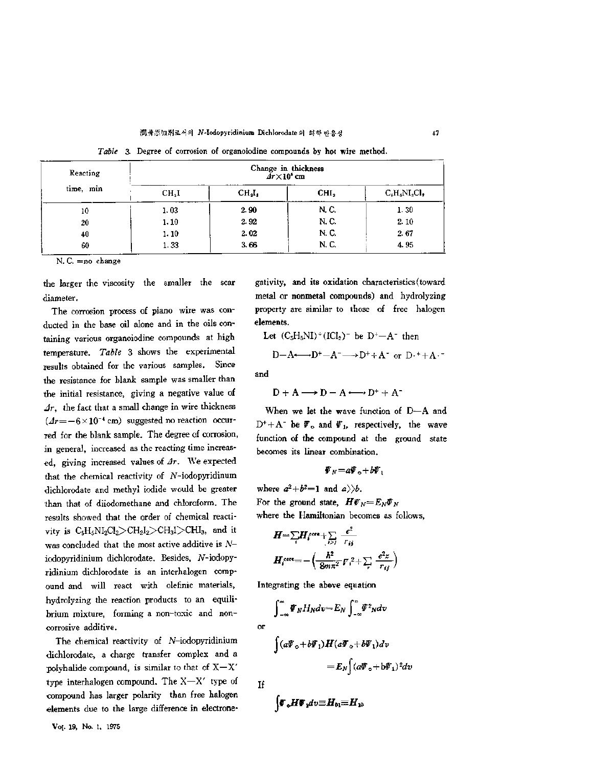*Table* 3. Degree of corrosion of organoiodine compounds by hot wire method.

| Reacting time, min | Change in thickness $\Delta r \times 10^4$ cm | | | |
|---|---|---|---|---|
| | $CH_3I$ | $CH_2I_2$ | $CHI_3$ | $C_5H_5NI_2Cl_2$ |
| 10 | 1.03 | 2.90 | N.C. | 1.30 |
| 20 | 1.10 | 2.92 | N.C. | 2.10 |
| 40 | 1.10 | 2.02 | N.C. | 2.67 |
| 60 | 1.33 | 3.66 | N.C. | 4.95 |

N.C. = no change

the larger the viscosity the smaller the scar diameter.

The corrosion process of piano wire was conducted in the base oil alone and in the oils containing various organoiodine compounds at high temperature. *Table* 3 shows the experimental results obtained for the various samples. Since the resistance for blank sample was smaller than the initial resistance, giving a negative value of $\Delta r$, the fact that a small change in wire thickness ($\Delta r = -6\times 10^{-4}$ cm) suggested no reaction occurred for the blank sample. The degree of corrosion, in general, increased as the reacting time increased, giving increased values of $\Delta r$. We expected that the chemical reactivity of *N*-iodopyridinum dichlorodate and methyl iodide would be greater than that of diiodomethane and chloroform. The results showed that the order of chemical reactivity is $C_5H_5NI_2Cl_2 > CH_2I_2 > CH_3I > CHI_3$, and it was concluded that the most active additive is *N*-iodopyridinium dichlorodate. Besides, *N*-iodopyridinium dichlorodate is an interhalogen compound and will react with olefinic materials, hydrolyzing the reaction products to an equilibrium mixture, forming a non-toxic and non-corrosive additive.

The chemical reactivity of *N*-iodopyridinium dichlorodate, a charge transfer complex and a polyhalide compound, is similar to that of X—X′ type interhalogen compound. The X—X′ type of compound has larger polarity than free halogen elements due to the large difference in electronegativity, and its oxidation characteristics (toward metal or nonmetal compounds) and hydrolyzing property are similar to those of free halogen elements.

Let $(C_5H_5NI)^+(ICl_2)^-$ be $D^+$—$A^-$ then

$$D-A \longleftrightarrow D^+-A^- \longrightarrow D^+ + A^- \text{ or } D\cdot^+ + A\cdot^-$$

and

$$D + A \longrightarrow D-A \longleftrightarrow D^+ + A^-$$

When we let the wave function of D—A and $D^+ + A^-$ be $\Psi_0$ and $\Psi_1$, respectively, the wave function of the compound at the ground state becomes its linear combination.

$$\Psi_N = a\Psi_0 + b\Psi_1$$

where $a^2 + b^2 = 1$ and $a \gg b$.

For the ground state, $H\Psi_N = E_N\Psi_N$

where the Hamiltonian becomes as follows,

$$H = \sum_i H_i^{core} + \sum_{i>j} \frac{e^2}{r_{ij}}$$

$$H_i^{core} = -\left(\frac{h^2}{8m\pi^2}\nabla_i^2 + \sum_r \frac{e^2 z}{r_{ij}}\right)$$

Integrating the above equation

$$\int_{-\infty}^{\infty} \Psi_N H_N dv = E_N \int_{-\infty}^{\infty} \Psi^2_N dv$$

or

$$\int (a\Psi_0 + b\Psi_1) H (a\Psi_0 + b\Psi_1) dv = E_N \int (a\Psi_0 + b\Psi_1)^2 dv$$

If

$$\int \Psi_0 H \Psi_1 dv \equiv H_{01} \equiv H_{10}$$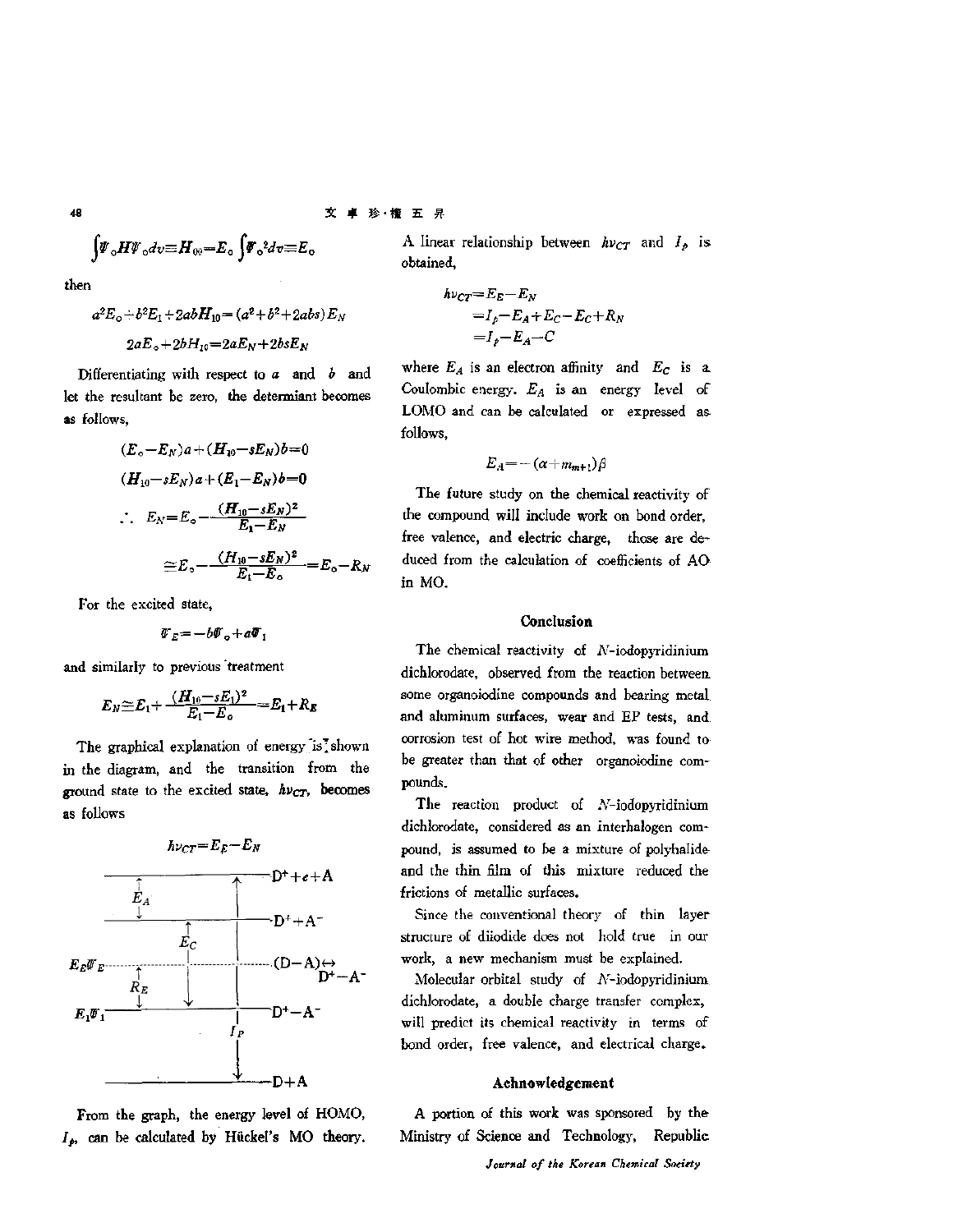$$\int \Psi_0 H \Psi_0 dv \equiv H_{00} = E_0 \int \Psi_0^2 dv = E_0$$

then

$$a^2 E_0 + b^2 E_1 + 2abH_{10} = (a^2 + b^2 + 2abs) E_N$$

$$2aE_0 + 2bH_{10} = 2aE_N + 2bsE_N$$

Differentiating with respect to $a$ and $b$ and let the resultant be zero, the determiant becomes as follows,

$$(E_0 - E_N)a + (H_{10} - sE_N)b = 0$$

$$(H_{10} - sE_N)a + (E_1 - E_N)b = 0$$

$$\therefore \; E_N = E_0 - \frac{(H_{10} - sE_N)^2}{E_1 - E_N}$$

$$\cong E_0 - \frac{(H_{10} - sE_N)^2}{E_1 - E_0} = E_0 - R_N$$

For the excited state,

$$\Psi_E = -b\Psi_0 + a\Psi_1$$

and similarly to previous treatment

$$E_N \cong E_1 + \frac{(H_{10} - sE_1)^2}{E_1 - E_0} = E_1 + R_E$$

The graphical explanation of energy is shown in the diagram, and the transition from the ground state to the excited state, $h\nu_{CT}$, becomes as follows

$$h\nu_{CT} = E_E - E_N$$

```
 ____________________________________ D+ + e + A
   ↑                        ↑
  E_A                       |
   ↓                        |
 ____________________________________ D+ + A-
               ↑            |
              E_C           |
E_E Ψ_E ......|.............|........ (D-A) ↔ D+ - A-
      ↑       |             |
     R_E      |             |
      ↓       ↓             |
E_1 Ψ_1 _____________________________ D+ - A-
                            |
                           I_P
                            ↓
 ____________________________________ D + A
```

From the graph, the energy level of HOMO, $I_p$, can be calculated by Hückel's MO theory. A linear relationship between $h\nu_{CT}$ and $I_p$ is obtained,

$$h\nu_{CT} = E_E - E_N$$
$$= I_p - E_A + E_C - E_C + R_N$$
$$= I_p - E_A - C$$

where $E_A$ is an electron affinity and $E_C$ is a Coulombic energy. $E_A$ is an energy level of LOMO and can be calculated or expressed as follows,

$$E_A = -(\alpha + m_{m+1})\beta$$

The future study on the chemical reactivity of the compound will include work on bond order, free valence, and electric charge, those are deduced from the calculation of coefficients of AO in MO.

## Conclusion

The chemical reactivity of *N*-iodopyridinium dichlorodate, observed from the reaction between some organoiodine compounds and bearing metal and aluminum surfaces, wear and EP tests, and corrosion test of hot wire method, was found to be greater than that of other organoiodine compounds.

The reaction product of *N*-iodopyridinium dichlorodate, considered as an interhalogen compound, is assumed to be a mixture of polyhalide and the thin film of this mixture reduced the frictions of metallic surfaces.

Since the conventional theory of thin layer structure of diiodide does not hold true in our work, a new mechanism must be explained.

Molecular orbital study of *N*-iodopyridinium dichlorodate, a double charge transfer complex, will predict its chemical reactivity in terms of bond order, free valence, and electrical charge.

## Achnowledgement

A portion of this work was sponsored by the Ministry of Science and Technology, Republic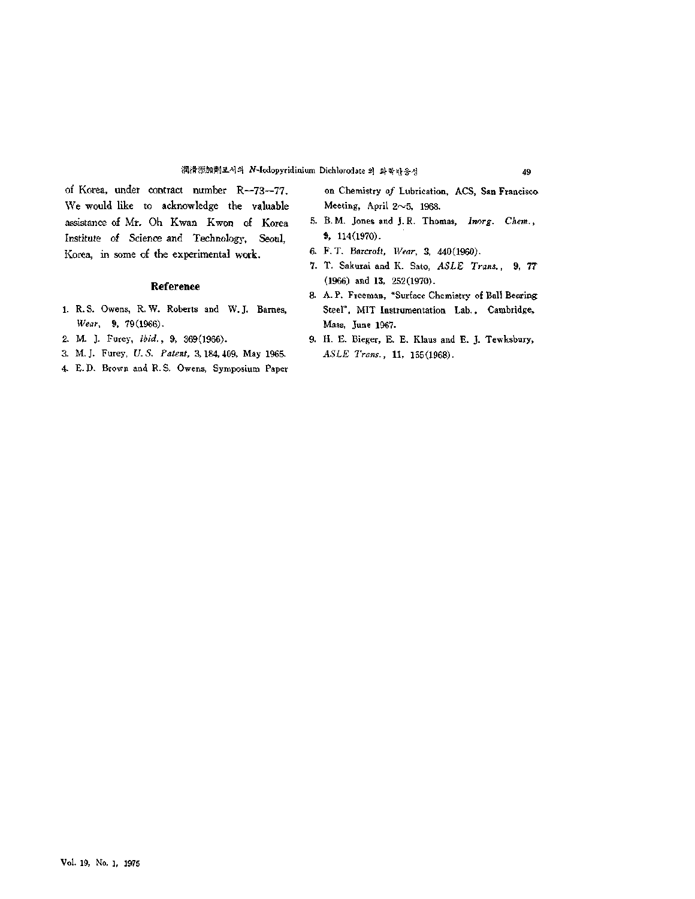of Korea, under contract number R--73--77. We would like to acknowledge the valuable assistance of Mr. Oh Kwan Kwon of Korea Institute of Science and Technology, Seoul, Korea, in some of the experimental work.

### Reference

1. R.S. Owens, R.W. Roberts and W.J. Barnes, *Wear*, **9**, 79(1966).
2. M. J. Furey, *ibid.*, **9**, 369(1966).
3. M. J. Furey, *U.S. Patent*, 3,184,409, May 1965.
4. E.D. Brown and R.S. Owens, Symposium Paper on Chemistry *of* Lubrication, ACS, San Francisco Meeting, April 2~5, 1968.
5. B.M. Jones and J.R. Thomas, *Inorg. Chem.*, **9**, 114(1970).
6. F.T. Barcroft, *Wear*, **3**, 440(1960).
7. T. Sakurai and K. Sato, *ASLE Trans.*, **9**, 77 (1966) and **13**, 252(1970).
8. A.P. Freeman, "Surface Chemistry of Ball Bearing Steel", MIT Instrumentation Lab., Cambridge, Mass, June 1967.
9. H. E. Bieger, E. E. Klaus and E. J. Tewksbury, *ASLE Trans.*, **11**, 155(1968).